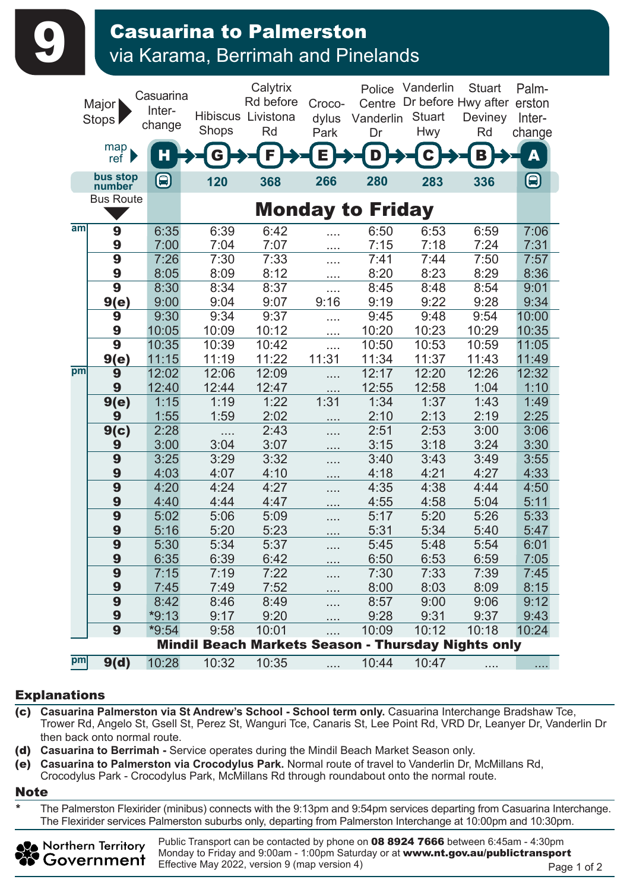# 9 Casuarina to Palmerston

## via Karama, Berrimah and Pinelands

| | Major Stops | Casuarina Interchange | Hibiscus Shops | Calytrix Rd before Livistona Rd | Crocodylus Park | Police Centre Vanderlin Dr | Vanderlin Dr before Stuart Hwy | Stuart Hwy after Deviney Rd | Palmerston Interchange |
|---|---|---|---|---|---|---|---|---|---|
| | map ref | H | G | F | E | D | C | B | A |
| | bus stop number | | 120 | 368 | 266 | 280 | 283 | 336 | |
| | Bus Route | **Monday to Friday** | | | | | | | |
| am | 9 | 6:35 | 6:39 | 6:42 | .... | 6:50 | 6:53 | 6:59 | 7:06 |
| | 9 | 7:00 | 7:04 | 7:07 | .... | 7:15 | 7:18 | 7:24 | 7:31 |
| | 9 | 7:26 | 7:30 | 7:33 | .... | 7:41 | 7:44 | 7:50 | 7:57 |
| | 9 | 8:05 | 8:09 | 8:12 | .... | 8:20 | 8:23 | 8:29 | 8:36 |
| | 9 | 8:30 | 8:34 | 8:37 | .... | 8:45 | 8:48 | 8:54 | 9:01 |
| | 9(e) | 9:00 | 9:04 | 9:07 | 9:16 | 9:19 | 9:22 | 9:28 | 9:34 |
| | 9 | 9:30 | 9:34 | 9:37 | .... | 9:45 | 9:48 | 9:54 | 10:00 |
| | 9 | 10:05 | 10:09 | 10:12 | .... | 10:20 | 10:23 | 10:29 | 10:35 |
| | 9 | 10:35 | 10:39 | 10:42 | .... | 10:50 | 10:53 | 10:59 | 11:05 |
| | 9(e) | 11:15 | 11:19 | 11:22 | 11:31 | 11:34 | 11:37 | 11:43 | 11:49 |
| pm | 9 | 12:02 | 12:06 | 12:09 | .... | 12:17 | 12:20 | 12:26 | 12:32 |
| | 9 | 12:40 | 12:44 | 12:47 | .... | 12:55 | 12:58 | 1:04 | 1:10 |
| | 9(e) | 1:15 | 1:19 | 1:22 | 1:31 | 1:34 | 1:37 | 1:43 | 1:49 |
| | 9 | 1:55 | 1:59 | 2:02 | .... | 2:10 | 2:13 | 2:19 | 2:25 |
| | 9(c) | 2:28 | .... | 2:43 | .... | 2:51 | 2:53 | 3:00 | 3:06 |
| | 9 | 3:00 | 3:04 | 3:07 | .... | 3:15 | 3:18 | 3:24 | 3:30 |
| | 9 | 3:25 | 3:29 | 3:32 | .... | 3:40 | 3:43 | 3:49 | 3:55 |
| | 9 | 4:03 | 4:07 | 4:10 | .... | 4:18 | 4:21 | 4:27 | 4:33 |
| | 9 | 4:20 | 4:24 | 4:27 | .... | 4:35 | 4:38 | 4:44 | 4:50 |
| | 9 | 4:40 | 4:44 | 4:47 | .... | 4:55 | 4:58 | 5:04 | 5:11 |
| | 9 | 5:02 | 5:06 | 5:09 | .... | 5:17 | 5:20 | 5:26 | 5:33 |
| | 9 | 5:16 | 5:20 | 5:23 | .... | 5:31 | 5:34 | 5:40 | 5:47 |
| | 9 | 5:30 | 5:34 | 5:37 | .... | 5:45 | 5:48 | 5:54 | 6:01 |
| | 9 | 6:35 | 6:39 | 6:42 | .... | 6:50 | 6:53 | 6:59 | 7:05 |
| | 9 | 7:15 | 7:19 | 7:22 | .... | 7:30 | 7:33 | 7:39 | 7:45 |
| | 9 | 7:45 | 7:49 | 7:52 | .... | 8:00 | 8:03 | 8:09 | 8:15 |
| | 9 | 8:42 | 8:46 | 8:49 | .... | 8:57 | 9:00 | 9:06 | 9:12 |
| | 9 | *9:13 | 9:17 | 9:20 | .... | 9:28 | 9:31 | 9:37 | 9:43 |
| | 9 | *9:54 | 9:58 | 10:01 | .... | 10:09 | 10:12 | 10:18 | 10:24 |
| | | **Mindil Beach Markets Season - Thursday Nights only** | | | | | | | |
| pm | 9(d) | 10:28 | 10:32 | 10:35 | .... | 10:44 | 10:47 | .... | .... |

## Explanations

**(c) Casuarina Palmerston via St Andrew's School - School term only.** Casuarina Interchange Bradshaw Tce, Trower Rd, Angelo St, Gsell St, Perez St, Wanguri Tce, Canaris St, Lee Point Rd, VRD Dr, Leanyer Dr, Vanderlin Dr then back onto normal route.

**(d) Casuarina to Berrimah -** Service operates during the Mindil Beach Market Season only.

**(e) Casuarina to Palmerston via Crocodylus Park.** Normal route of travel to Vanderlin Dr, McMillans Rd, Crocodylus Park - Crocodylus Park, McMillans Rd through roundabout onto the normal route.

## Note

\* The Palmerston Flexirider (minibus) connects with the 9:13pm and 9:54pm services departing from Casuarina Interchange. The Flexirider services Palmerston suburbs only, departing from Palmerston Interchange at 10:00pm and 10:30pm.

Northern Territory Government

Public Transport can be contacted by phone on **08 8924 7666** between 6:45am - 4:30pm Monday to Friday and 9:00am - 1:00pm Saturday or at **www.nt.gov.au/publictransport**
Effective May 2022, version 9 (map version 4)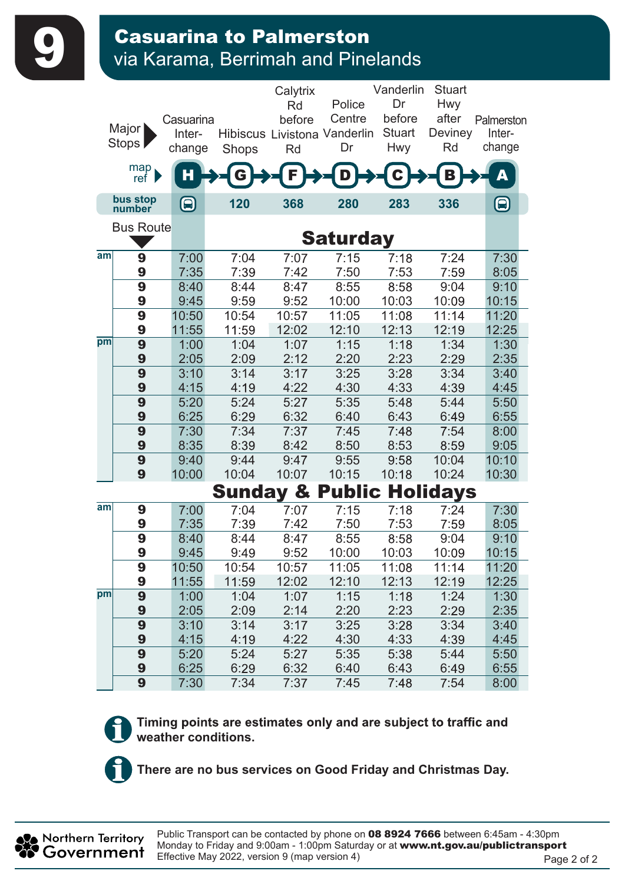# 9 Casuarina to Palmerston

via Karama, Berrimah and Pinelands

| Major Stops | | Casuarina Interchange | Hibiscus Shops | Calytrix Rd before Livistona Rd | Police Centre Vanderlin Dr | Vanderlin Dr before Stuart Hwy | Stuart Hwy after Deviney Rd | Palmerston Interchange |
|---|---|---|---|---|---|---|---|---|
| map ref | | H | G | F | D | C | B | A |
| bus stop number | | | 120 | 368 | 280 | 283 | 336 | |
| | Bus Route | | | | **Saturday** | | | |
| am | 9 | 7:00 | 7:04 | 7:07 | 7:15 | 7:18 | 7:24 | 7:30 |
| | 9 | 7:35 | 7:39 | 7:42 | 7:50 | 7:53 | 7:59 | 8:05 |
| | 9 | 8:40 | 8:44 | 8:47 | 8:55 | 8:58 | 9:04 | 9:10 |
| | 9 | 9:45 | 9:59 | 9:52 | 10:00 | 10:03 | 10:09 | 10:15 |
| | 9 | 10:50 | 10:54 | 10:57 | 11:05 | 11:08 | 11:14 | 11:20 |
| | 9 | 11:55 | 11:59 | 12:02 | 12:10 | 12:13 | 12:19 | 12:25 |
| pm | 9 | 1:00 | 1:04 | 1:07 | 1:15 | 1:18 | 1:34 | 1:30 |
| | 9 | 2:05 | 2:09 | 2:12 | 2:20 | 2:23 | 2:29 | 2:35 |
| | 9 | 3:10 | 3:14 | 3:17 | 3:25 | 3:28 | 3:34 | 3:40 |
| | 9 | 4:15 | 4:19 | 4:22 | 4:30 | 4:33 | 4:39 | 4:45 |
| | 9 | 5:20 | 5:24 | 5:27 | 5:35 | 5:48 | 5:44 | 5:50 |
| | 9 | 6:25 | 6:29 | 6:32 | 6:40 | 6:43 | 6:49 | 6:55 |
| | 9 | 7:30 | 7:34 | 7:37 | 7:45 | 7:48 | 7:54 | 8:00 |
| | 9 | 8:35 | 8:39 | 8:42 | 8:50 | 8:53 | 8:59 | 9:05 |
| | 9 | 9:40 | 9:44 | 9:47 | 9:55 | 9:58 | 10:04 | 10:10 |
| | 9 | 10:00 | 10:04 | 10:07 | 10:15 | 10:18 | 10:24 | 10:30 |
| | | | | | **Sunday & Public Holidays** | | | |
| am | 9 | 7:00 | 7:04 | 7:07 | 7:15 | 7:18 | 7:24 | 7:30 |
| | 9 | 7:35 | 7:39 | 7:42 | 7:50 | 7:53 | 7:59 | 8:05 |
| | 9 | 8:40 | 8:44 | 8:47 | 8:55 | 8:58 | 9:04 | 9:10 |
| | 9 | 9:45 | 9:49 | 9:52 | 10:00 | 10:03 | 10:09 | 10:15 |
| | 9 | 10:50 | 10:54 | 10:57 | 11:05 | 11:08 | 11:14 | 11:20 |
| | 9 | 11:55 | 11:59 | 12:02 | 12:10 | 12:13 | 12:19 | 12:25 |
| pm | 9 | 1:00 | 1:04 | 1:07 | 1:15 | 1:18 | 1:24 | 1:30 |
| | 9 | 2:05 | 2:09 | 2:14 | 2:20 | 2:23 | 2:29 | 2:35 |
| | 9 | 3:10 | 3:14 | 3:17 | 3:25 | 3:28 | 3:34 | 3:40 |
| | 9 | 4:15 | 4:19 | 4:22 | 4:30 | 4:33 | 4:39 | 4:45 |
| | 9 | 5:20 | 5:24 | 5:27 | 5:35 | 5:38 | 5:44 | 5:50 |
| | 9 | 6:25 | 6:29 | 6:32 | 6:40 | 6:43 | 6:49 | 6:55 |
| | 9 | 7:30 | 7:34 | 7:37 | 7:45 | 7:48 | 7:54 | 8:00 |

**Timing points are estimates only and are subject to traffic and weather conditions.**

**There are no bus services on Good Friday and Christmas Day.**

Northern Territory Government

Public Transport can be contacted by phone on **08 8924 7666** between 6:45am - 4:30pm Monday to Friday and 9:00am - 1:00pm Saturday or at **www.nt.gov.au/publictransport**
Effective May 2022, version 9 (map version 4)